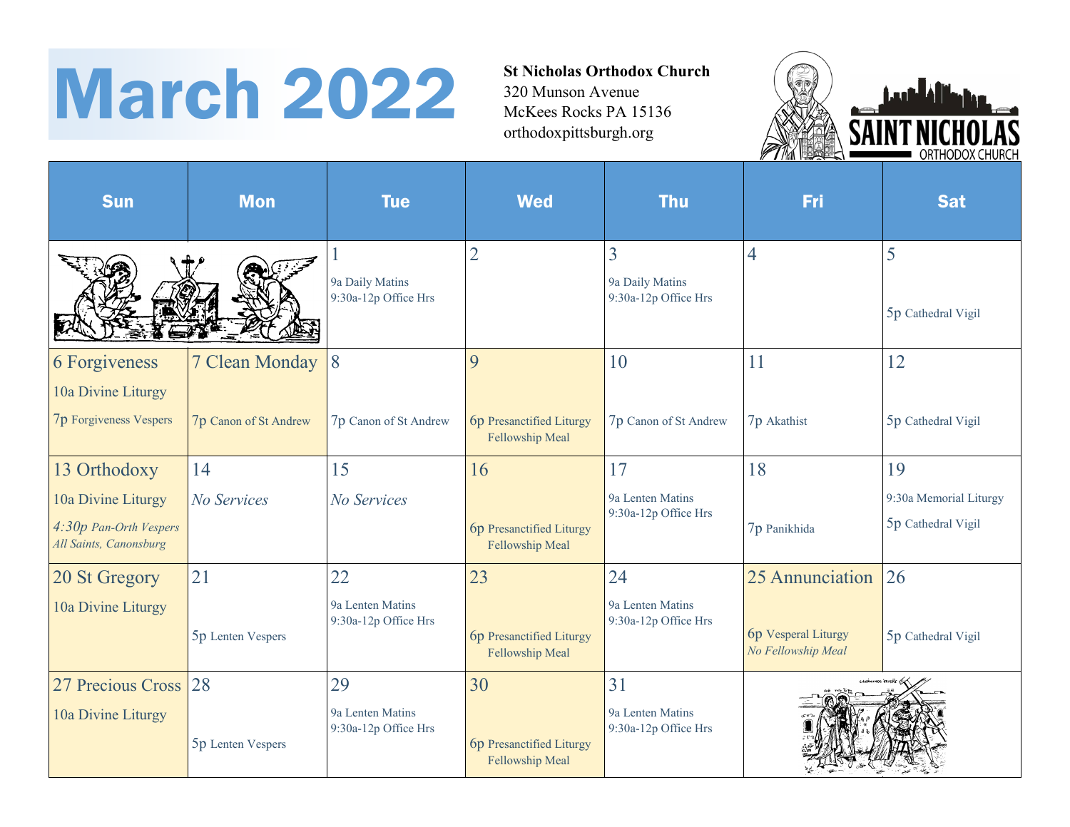# March 2022

**St Nicholas Orthodox Church**
320 Munson Avenue
McKees Rocks PA 15136
orthodoxpittsburgh.org

| Sun | Mon | Tue | Wed | Thu | Fri | Sat |
|---|---|---|---|---|---|---|
| | | 1<br>9a Daily Matins<br>9:30a-12p Office Hrs | 2 | 3<br>9a Daily Matins<br>9:30a-12p Office Hrs | 4 | 5<br>5p Cathedral Vigil |
| 6 Forgiveness<br>10a Divine Liturgy<br>7p Forgiveness Vespers | 7 Clean Monday<br>7p Canon of St Andrew | 8<br>7p Canon of St Andrew | 9<br>6p Presanctified Liturgy<br>Fellowship Meal | 10<br>7p Canon of St Andrew | 11<br>7p Akathist | 12<br>5p Cathedral Vigil |
| 13 Orthodoxy<br>10a Divine Liturgy<br>*4:30p Pan-Orth Vespers*<br>*All Saints, Canonsburg* | 14<br>*No Services* | 15<br>*No Services* | 16<br>6p Presanctified Liturgy<br>Fellowship Meal | 17<br>9a Lenten Matins<br>9:30a-12p Office Hrs | 18<br>7p Panikhida | 19<br>9:30a Memorial Liturgy<br>5p Cathedral Vigil |
| 20 St Gregory<br>10a Divine Liturgy | 21<br>5p Lenten Vespers | 22<br>9a Lenten Matins<br>9:30a-12p Office Hrs | 23<br>6p Presanctified Liturgy<br>Fellowship Meal | 24<br>9a Lenten Matins<br>9:30a-12p Office Hrs | 25 Annunciation<br>6p Vesperal Liturgy<br>*No Fellowship Meal* | 26<br>5p Cathedral Vigil |
| 27 Precious Cross<br>10a Divine Liturgy | 28<br>5p Lenten Vespers | 29<br>9a Lenten Matins<br>9:30a-12p Office Hrs | 30<br>6p Presanctified Liturgy<br>Fellowship Meal | 31<br>9a Lenten Matins<br>9:30a-12p Office Hrs | | |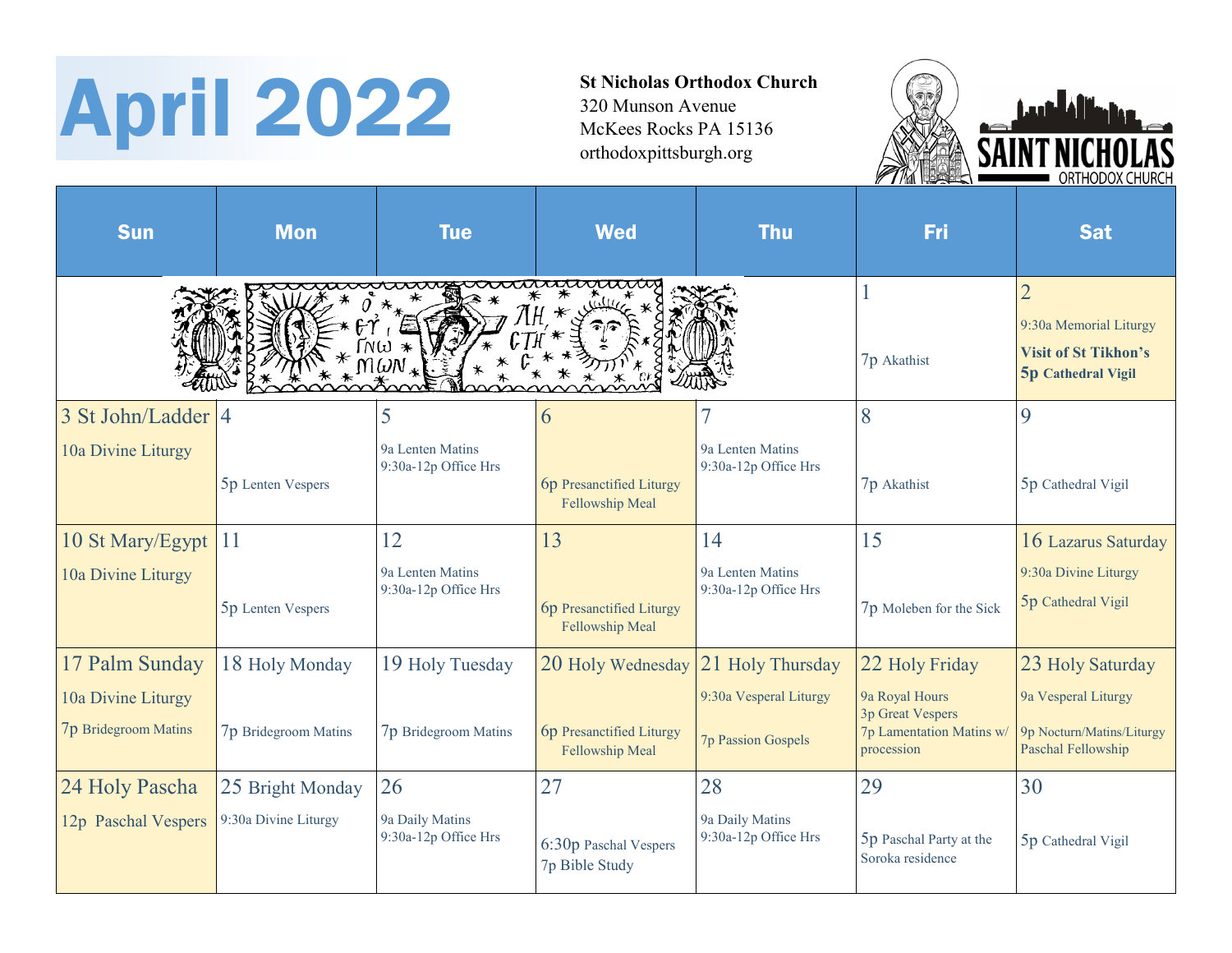# April 2022

**St Nicholas Orthodox Church**
320 Munson Avenue
McKees Rocks PA 15136
orthodoxpittsburgh.org

| Sun | Mon | Tue | Wed | Thu | Fri | Sat |
|---|---|---|---|---|---|---|
| | | | | | 1<br>7p Akathist | 2<br>9:30a Memorial Liturgy<br>**Visit of St Tikhon's 5p Cathedral Vigil** |
| 3 St John/Ladder<br>10a Divine Liturgy | 4<br>5p Lenten Vespers | 5<br>9a Lenten Matins<br>9:30a-12p Office Hrs | 6<br>6p Presanctified Liturgy<br>Fellowship Meal | 7<br>9a Lenten Matins<br>9:30a-12p Office Hrs | 8<br>7p Akathist | 9<br>5p Cathedral Vigil |
| 10 St Mary/Egypt<br>10a Divine Liturgy | 11<br>5p Lenten Vespers | 12<br>9a Lenten Matins<br>9:30a-12p Office Hrs | 13<br>6p Presanctified Liturgy<br>Fellowship Meal | 14<br>9a Lenten Matins<br>9:30a-12p Office Hrs | 15<br>7p Moleben for the Sick | 16 Lazarus Saturday<br>9:30a Divine Liturgy<br>5p Cathedral Vigil |
| 17 Palm Sunday<br>10a Divine Liturgy<br>7p Bridegroom Matins | 18 Holy Monday<br>7p Bridegroom Matins | 19 Holy Tuesday<br>7p Bridegroom Matins | 20 Holy Wednesday<br>6p Presanctified Liturgy<br>Fellowship Meal | 21 Holy Thursday<br>9:30a Vesperal Liturgy<br>7p Passion Gospels | 22 Holy Friday<br>9a Royal Hours<br>3p Great Vespers<br>7p Lamentation Matins w/ procession | 23 Holy Saturday<br>9a Vesperal Liturgy<br>9p Nocturn/Matins/Liturgy<br>Paschal Fellowship |
| 24 Holy Pascha<br>12p Paschal Vespers | 25 Bright Monday<br>9:30a Divine Liturgy | 26<br>9a Daily Matins<br>9:30a-12p Office Hrs | 27<br>6:30p Paschal Vespers<br>7p Bible Study | 28<br>9a Daily Matins<br>9:30a-12p Office Hrs | 29<br>5p Paschal Party at the Soroka residence | 30<br>5p Cathedral Vigil |